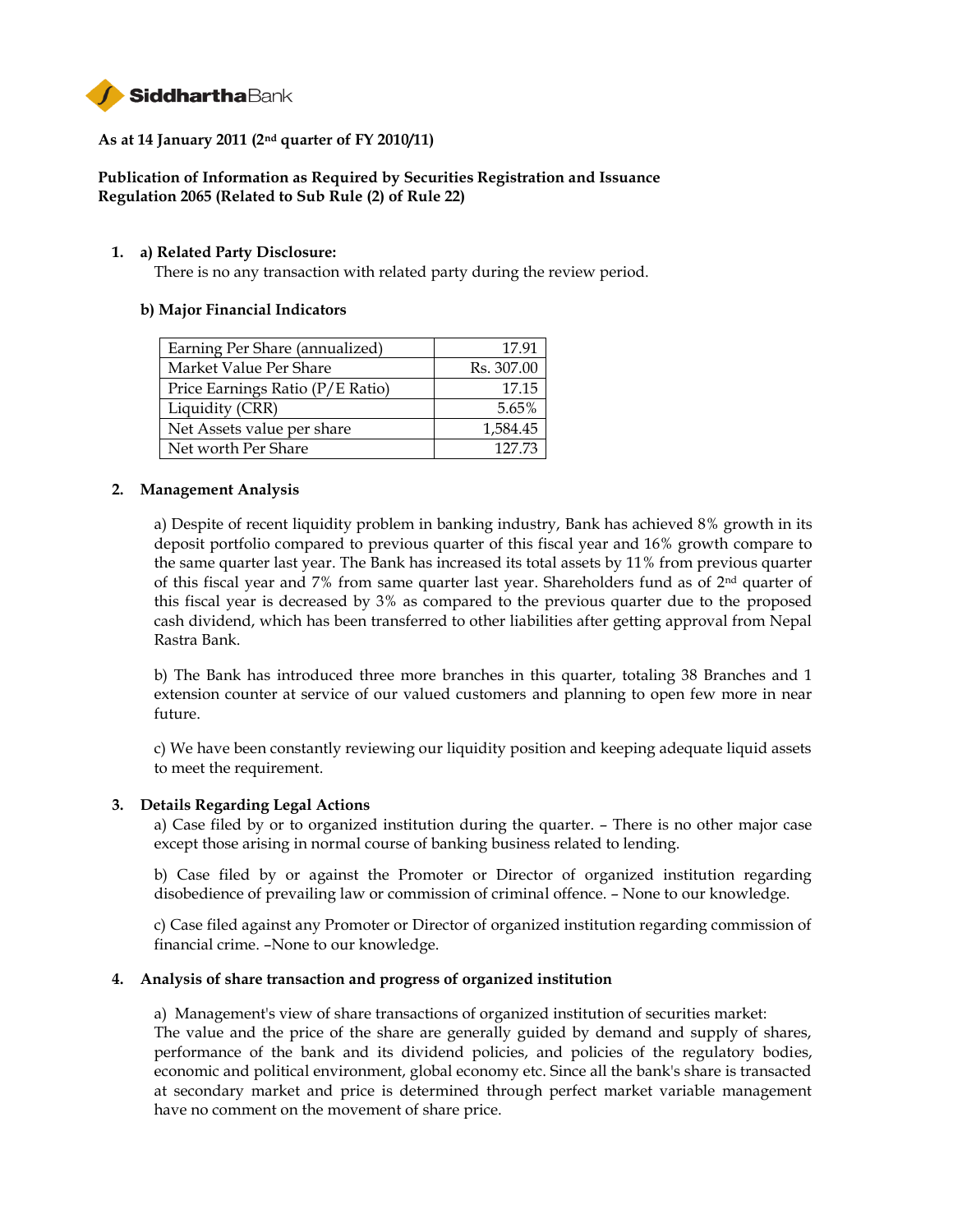**Siddhartha Bank**

**As at 14 January 2011 (2nd quarter of FY 2010/11)**

**Publication of Information as Required by Securities Registration and Issuance Regulation 2065 (Related to Sub Rule (2) of Rule 22)**

1. **a) Related Party Disclosure:**
   There is no any transaction with related party during the review period.

   **b) Major Financial Indicators**

| | |
|---|---|
| Earning Per Share (annualized) | 17.91 |
| Market Value Per Share | Rs. 307.00 |
| Price Earnings Ratio (P/E Ratio) | 17.15 |
| Liquidity (CRR) | 5.65% |
| Net Assets value per share | 1,584.45 |
| Net worth Per Share | 127.73 |

2. **Management Analysis**

   a) Despite of recent liquidity problem in banking industry, Bank has achieved 8% growth in its deposit portfolio compared to previous quarter of this fiscal year and 16% growth compare to the same quarter last year. The Bank has increased its total assets by 11% from previous quarter of this fiscal year and 7% from same quarter last year. Shareholders fund as of 2nd quarter of this fiscal year is decreased by 3% as compared to the previous quarter due to the proposed cash dividend, which has been transferred to other liabilities after getting approval from Nepal Rastra Bank.

   b) The Bank has introduced three more branches in this quarter, totaling 38 Branches and 1 extension counter at service of our valued customers and planning to open few more in near future.

   c) We have been constantly reviewing our liquidity position and keeping adequate liquid assets to meet the requirement.

3. **Details Regarding Legal Actions**

   a) Case filed by or to organized institution during the quarter. – There is no other major case except those arising in normal course of banking business related to lending.

   b) Case filed by or against the Promoter or Director of organized institution regarding disobedience of prevailing law or commission of criminal offence. – None to our knowledge.

   c) Case filed against any Promoter or Director of organized institution regarding commission of financial crime. –None to our knowledge.

4. **Analysis of share transaction and progress of organized institution**

   a) Management's view of share transactions of organized institution of securities market:
   The value and the price of the share are generally guided by demand and supply of shares, performance of the bank and its dividend policies, and policies of the regulatory bodies, economic and political environment, global economy etc. Since all the bank's share is transacted at secondary market and price is determined through perfect market variable management have no comment on the movement of share price.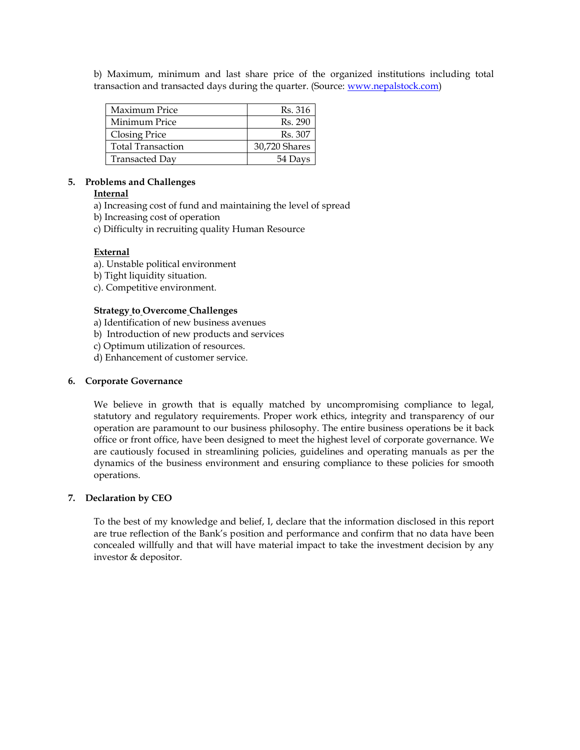b) Maximum, minimum and last share price of the organized institutions including total transaction and transacted days during the quarter. (Source: www.nepalstock.com)

| | |
|---|---|
| Maximum Price | Rs. 316 |
| Minimum Price | Rs. 290 |
| Closing Price | Rs. 307 |
| Total Transaction | 30,720 Shares |
| Transacted Day | 54 Days |

**5. Problems and Challenges**

**Internal**

a) Increasing cost of fund and maintaining the level of spread
b) Increasing cost of operation
c) Difficulty in recruiting quality Human Resource

**External**

a). Unstable political environment
b) Tight liquidity situation.
c). Competitive environment.

**Strategy to Overcome Challenges**

a) Identification of new business avenues
b) Introduction of new products and services
c) Optimum utilization of resources.
d) Enhancement of customer service.

**6. Corporate Governance**

We believe in growth that is equally matched by uncompromising compliance to legal, statutory and regulatory requirements. Proper work ethics, integrity and transparency of our operation are paramount to our business philosophy. The entire business operations be it back office or front office, have been designed to meet the highest level of corporate governance. We are cautiously focused in streamlining policies, guidelines and operating manuals as per the dynamics of the business environment and ensuring compliance to these policies for smooth operations.

**7. Declaration by CEO**

To the best of my knowledge and belief, I, declare that the information disclosed in this report are true reflection of the Bank's position and performance and confirm that no data have been concealed willfully and that will have material impact to take the investment decision by any investor & depositor.